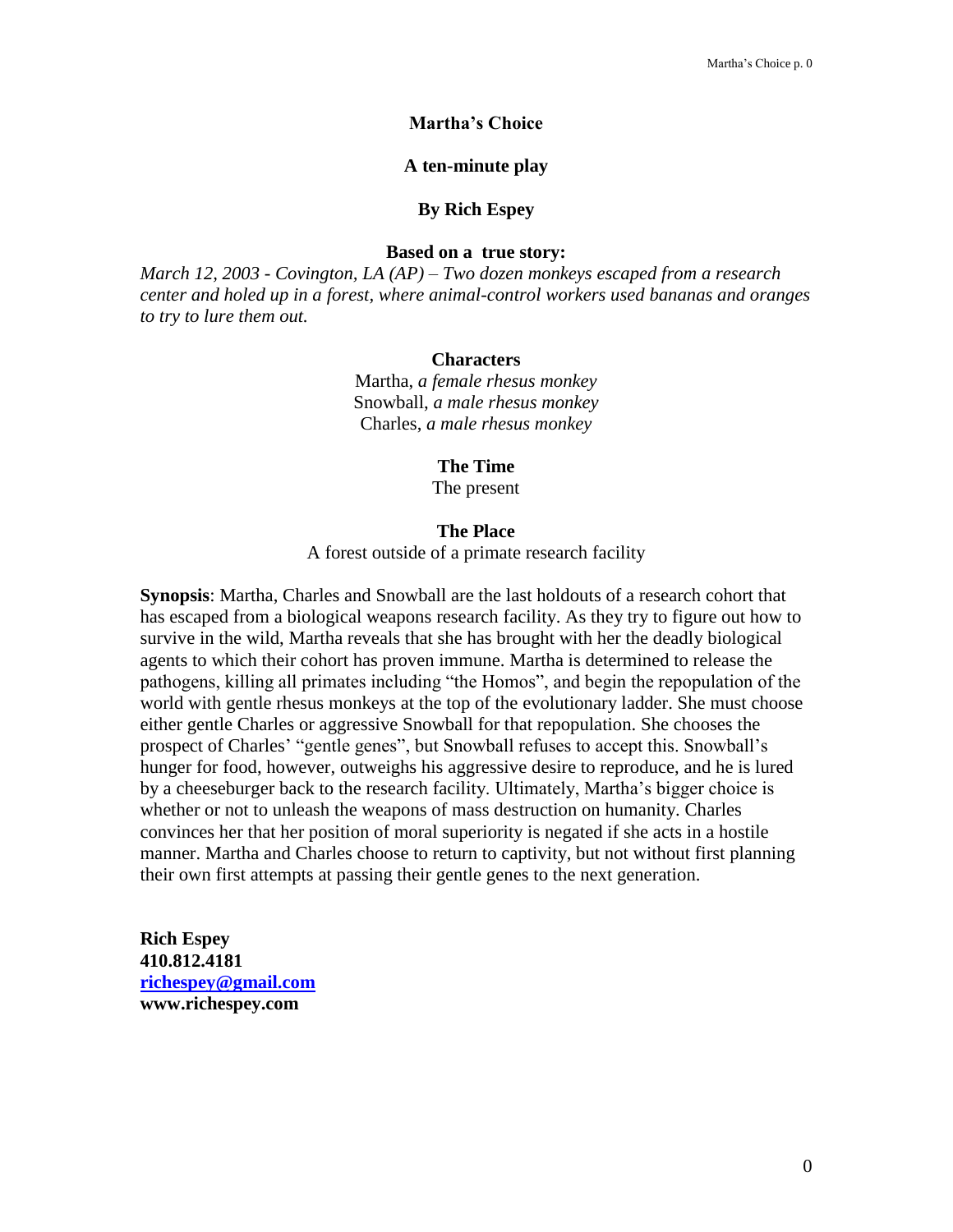# Martha's Choice

## A ten-minute play

### By Rich Espey

**Based on a true story:**

*March 12, 2003 - Covington, LA (AP) – Two dozen monkeys escaped from a research center and holed up in a forest, where animal-control workers used bananas and oranges to try to lure them out.*

**Characters**

Martha, *a female rhesus monkey*
Snowball, *a male rhesus monkey*
Charles, *a male rhesus monkey*

**The Time**

The present

**The Place**

A forest outside of a primate research facility

**Synopsis**: Martha, Charles and Snowball are the last holdouts of a research cohort that has escaped from a biological weapons research facility. As they try to figure out how to survive in the wild, Martha reveals that she has brought with her the deadly biological agents to which their cohort has proven immune. Martha is determined to release the pathogens, killing all primates including "the Homos", and begin the repopulation of the world with gentle rhesus monkeys at the top of the evolutionary ladder. She must choose either gentle Charles or aggressive Snowball for that repopulation. She chooses the prospect of Charles' "gentle genes", but Snowball refuses to accept this. Snowball's hunger for food, however, outweighs his aggressive desire to reproduce, and he is lured by a cheeseburger back to the research facility. Ultimately, Martha's bigger choice is whether or not to unleash the weapons of mass destruction on humanity. Charles convinces her that her position of moral superiority is negated if she acts in a hostile manner. Martha and Charles choose to return to captivity, but not without first planning their own first attempts at passing their gentle genes to the next generation.

**Rich Espey**
**410.812.4181**
**richespey@gmail.com**
**www.richespey.com**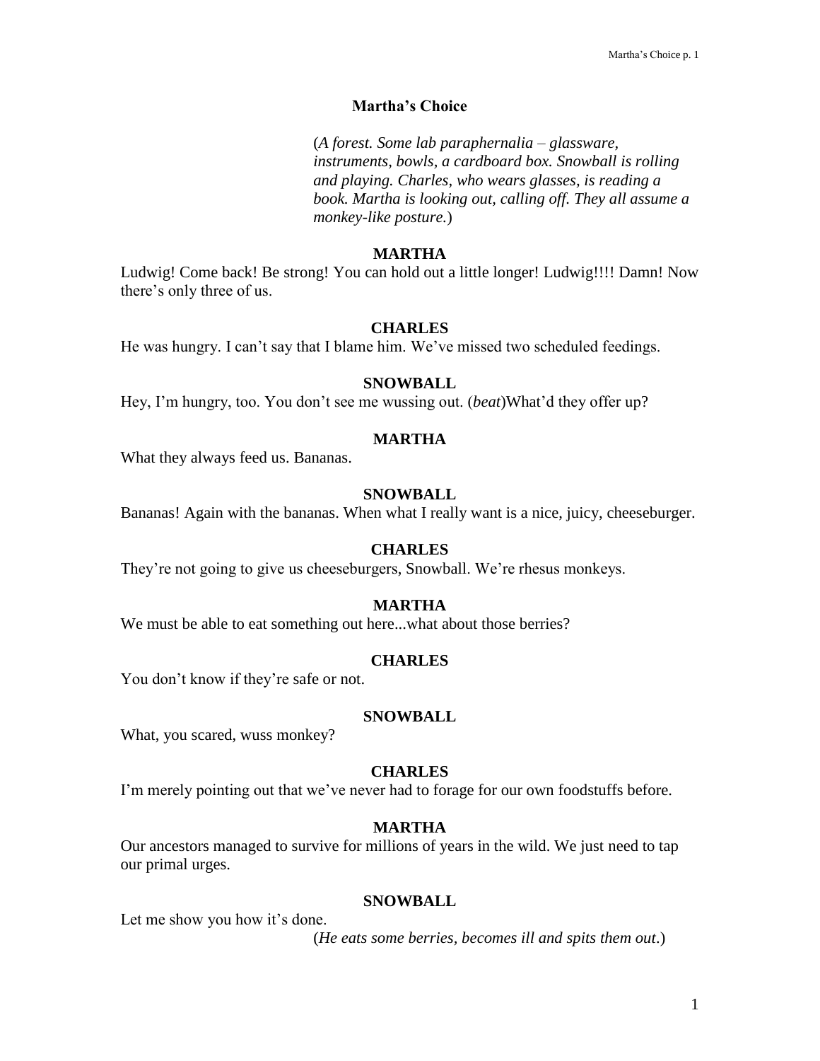# Martha's Choice

(*A forest. Some lab paraphernalia – glassware, instruments, bowls, a cardboard box. Snowball is rolling and playing. Charles, who wears glasses, is reading a book. Martha is looking out, calling off. They all assume a monkey-like posture.*)

**MARTHA**

Ludwig! Come back! Be strong! You can hold out a little longer! Ludwig!!!! Damn! Now there's only three of us.

**CHARLES**

He was hungry. I can't say that I blame him. We've missed two scheduled feedings.

**SNOWBALL**

Hey, I'm hungry, too. You don't see me wussing out. (*beat*)What'd they offer up?

**MARTHA**

What they always feed us. Bananas.

**SNOWBALL**

Bananas! Again with the bananas. When what I really want is a nice, juicy, cheeseburger.

**CHARLES**

They're not going to give us cheeseburgers, Snowball. We're rhesus monkeys.

**MARTHA**

We must be able to eat something out here...what about those berries?

**CHARLES**

You don't know if they're safe or not.

**SNOWBALL**

What, you scared, wuss monkey?

**CHARLES**

I'm merely pointing out that we've never had to forage for our own foodstuffs before.

**MARTHA**

Our ancestors managed to survive for millions of years in the wild. We just need to tap our primal urges.

**SNOWBALL**

Let me show you how it's done.

(*He eats some berries, becomes ill and spits them out*.)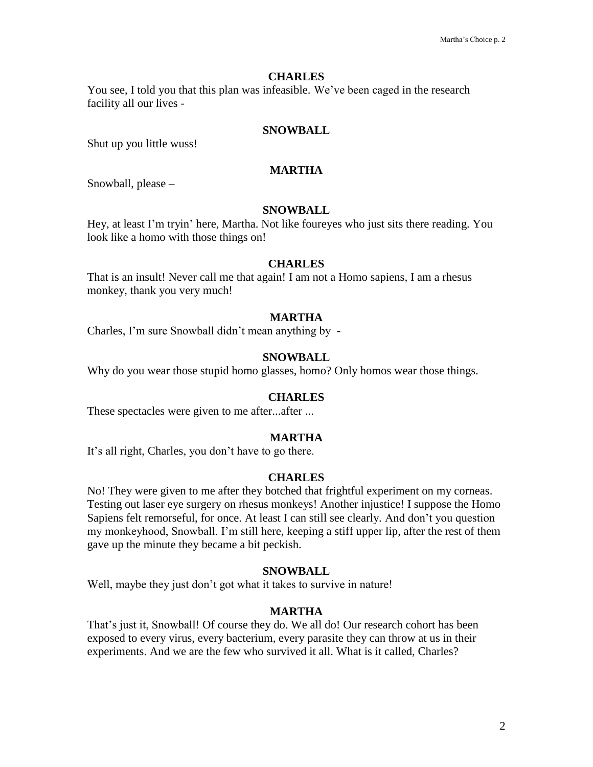**CHARLES**

You see, I told you that this plan was infeasible. We've been caged in the research facility all our lives -

**SNOWBALL**

Shut up you little wuss!

**MARTHA**

Snowball, please –

**SNOWBALL**

Hey, at least I'm tryin' here, Martha. Not like foureyes who just sits there reading. You look like a homo with those things on!

**CHARLES**

That is an insult! Never call me that again! I am not a Homo sapiens, I am a rhesus monkey, thank you very much!

**MARTHA**

Charles, I'm sure Snowball didn't mean anything by -

**SNOWBALL**

Why do you wear those stupid homo glasses, homo? Only homos wear those things.

**CHARLES**

These spectacles were given to me after...after ...

**MARTHA**

It's all right, Charles, you don't have to go there.

**CHARLES**

No! They were given to me after they botched that frightful experiment on my corneas. Testing out laser eye surgery on rhesus monkeys! Another injustice! I suppose the Homo Sapiens felt remorseful, for once. At least I can still see clearly. And don't you question my monkeyhood, Snowball. I'm still here, keeping a stiff upper lip, after the rest of them gave up the minute they became a bit peckish.

**SNOWBALL**

Well, maybe they just don't got what it takes to survive in nature!

**MARTHA**

That's just it, Snowball! Of course they do. We all do! Our research cohort has been exposed to every virus, every bacterium, every parasite they can throw at us in their experiments. And we are the few who survived it all. What is it called, Charles?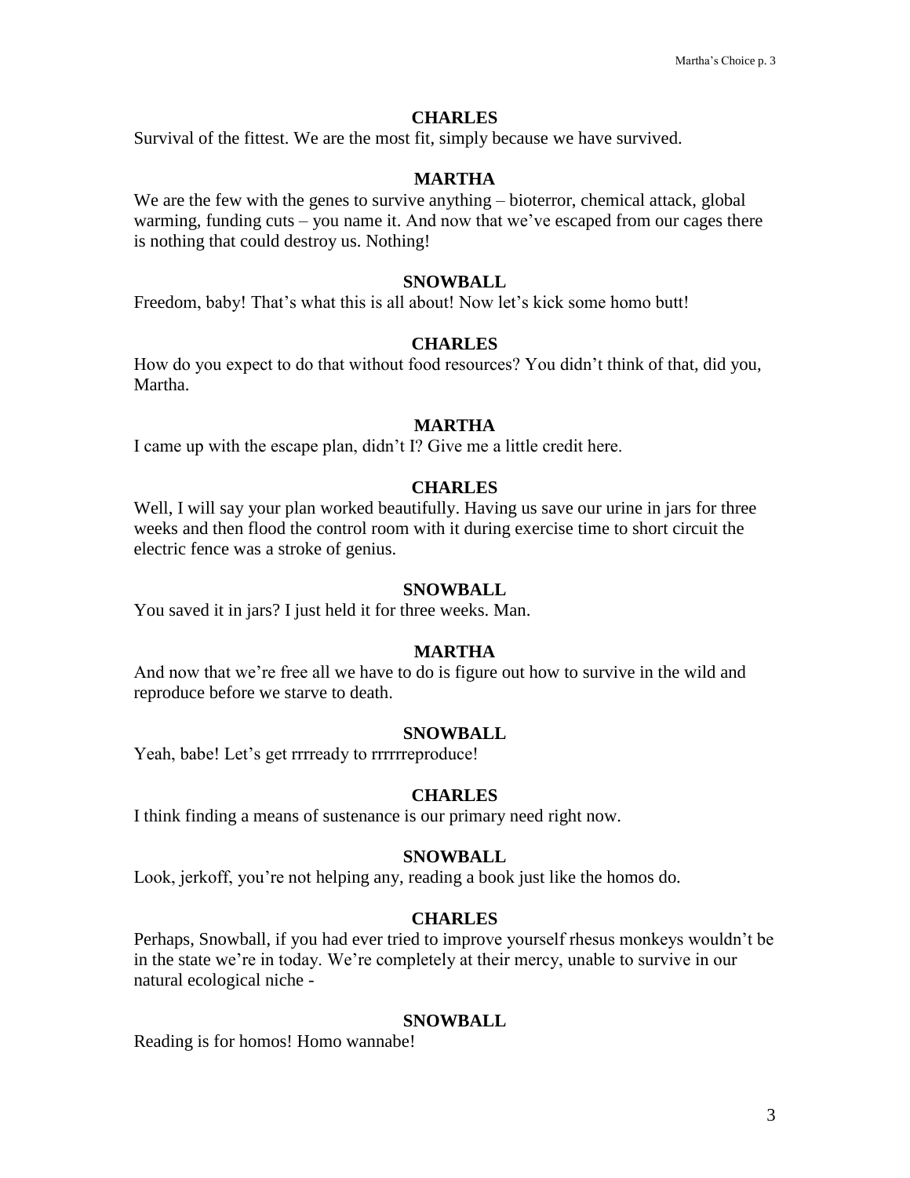**CHARLES**

Survival of the fittest. We are the most fit, simply because we have survived.

**MARTHA**

We are the few with the genes to survive anything – bioterror, chemical attack, global warming, funding cuts – you name it. And now that we've escaped from our cages there is nothing that could destroy us. Nothing!

**SNOWBALL**

Freedom, baby! That's what this is all about! Now let's kick some homo butt!

**CHARLES**

How do you expect to do that without food resources? You didn't think of that, did you, Martha.

**MARTHA**

I came up with the escape plan, didn't I? Give me a little credit here.

**CHARLES**

Well, I will say your plan worked beautifully. Having us save our urine in jars for three weeks and then flood the control room with it during exercise time to short circuit the electric fence was a stroke of genius.

**SNOWBALL**

You saved it in jars? I just held it for three weeks. Man.

**MARTHA**

And now that we're free all we have to do is figure out how to survive in the wild and reproduce before we starve to death.

**SNOWBALL**

Yeah, babe! Let's get rrrready to rrrrrreproduce!

**CHARLES**

I think finding a means of sustenance is our primary need right now.

**SNOWBALL**

Look, jerkoff, you're not helping any, reading a book just like the homos do.

**CHARLES**

Perhaps, Snowball, if you had ever tried to improve yourself rhesus monkeys wouldn't be in the state we're in today. We're completely at their mercy, unable to survive in our natural ecological niche -

**SNOWBALL**

Reading is for homos! Homo wannabe!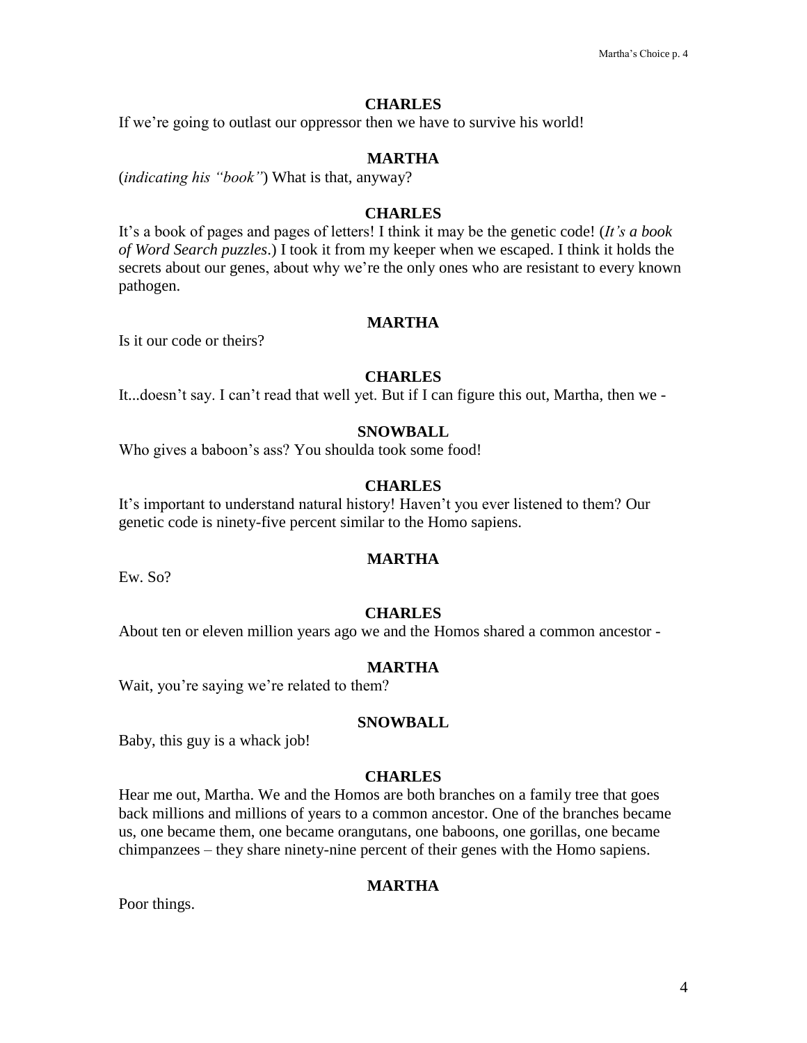**CHARLES**

If we're going to outlast our oppressor then we have to survive his world!

**MARTHA**

(*indicating his "book"*) What is that, anyway?

**CHARLES**

It's a book of pages and pages of letters! I think it may be the genetic code! (*It's a book of Word Search puzzles*.) I took it from my keeper when we escaped. I think it holds the secrets about our genes, about why we're the only ones who are resistant to every known pathogen.

**MARTHA**

Is it our code or theirs?

**CHARLES**

It...doesn't say. I can't read that well yet. But if I can figure this out, Martha, then we -

**SNOWBALL**

Who gives a baboon's ass? You shoulda took some food!

**CHARLES**

It's important to understand natural history! Haven't you ever listened to them? Our genetic code is ninety-five percent similar to the Homo sapiens.

**MARTHA**

Ew. So?

**CHARLES**

About ten or eleven million years ago we and the Homos shared a common ancestor -

**MARTHA**

Wait, you're saying we're related to them?

**SNOWBALL**

Baby, this guy is a whack job!

**CHARLES**

Hear me out, Martha. We and the Homos are both branches on a family tree that goes back millions and millions of years to a common ancestor. One of the branches became us, one became them, one became orangutans, one baboons, one gorillas, one became chimpanzees – they share ninety-nine percent of their genes with the Homo sapiens.

**MARTHA**

Poor things.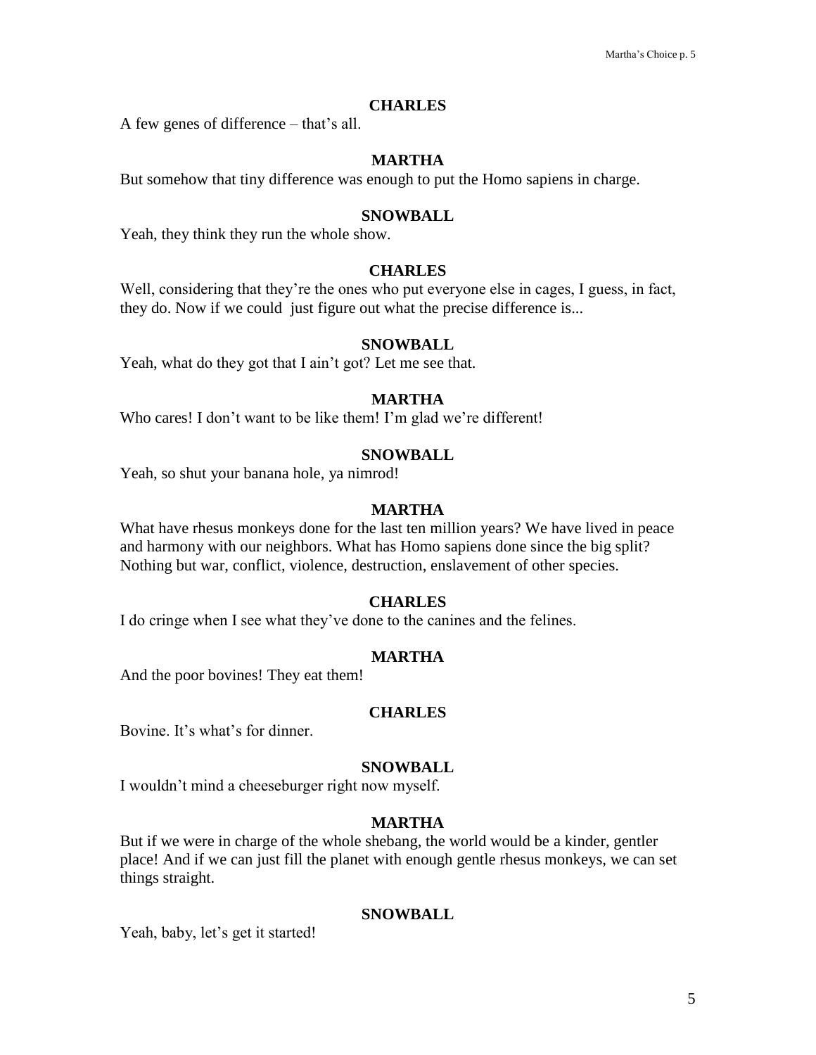**CHARLES**

A few genes of difference – that's all.

**MARTHA**

But somehow that tiny difference was enough to put the Homo sapiens in charge.

**SNOWBALL**

Yeah, they think they run the whole show.

**CHARLES**

Well, considering that they're the ones who put everyone else in cages, I guess, in fact, they do. Now if we could just figure out what the precise difference is...

**SNOWBALL**

Yeah, what do they got that I ain't got? Let me see that.

**MARTHA**

Who cares! I don't want to be like them! I'm glad we're different!

**SNOWBALL**

Yeah, so shut your banana hole, ya nimrod!

**MARTHA**

What have rhesus monkeys done for the last ten million years? We have lived in peace and harmony with our neighbors. What has Homo sapiens done since the big split? Nothing but war, conflict, violence, destruction, enslavement of other species.

**CHARLES**

I do cringe when I see what they've done to the canines and the felines.

**MARTHA**

And the poor bovines! They eat them!

**CHARLES**

Bovine. It's what's for dinner.

**SNOWBALL**

I wouldn't mind a cheeseburger right now myself.

**MARTHA**

But if we were in charge of the whole shebang, the world would be a kinder, gentler place! And if we can just fill the planet with enough gentle rhesus monkeys, we can set things straight.

**SNOWBALL**

Yeah, baby, let's get it started!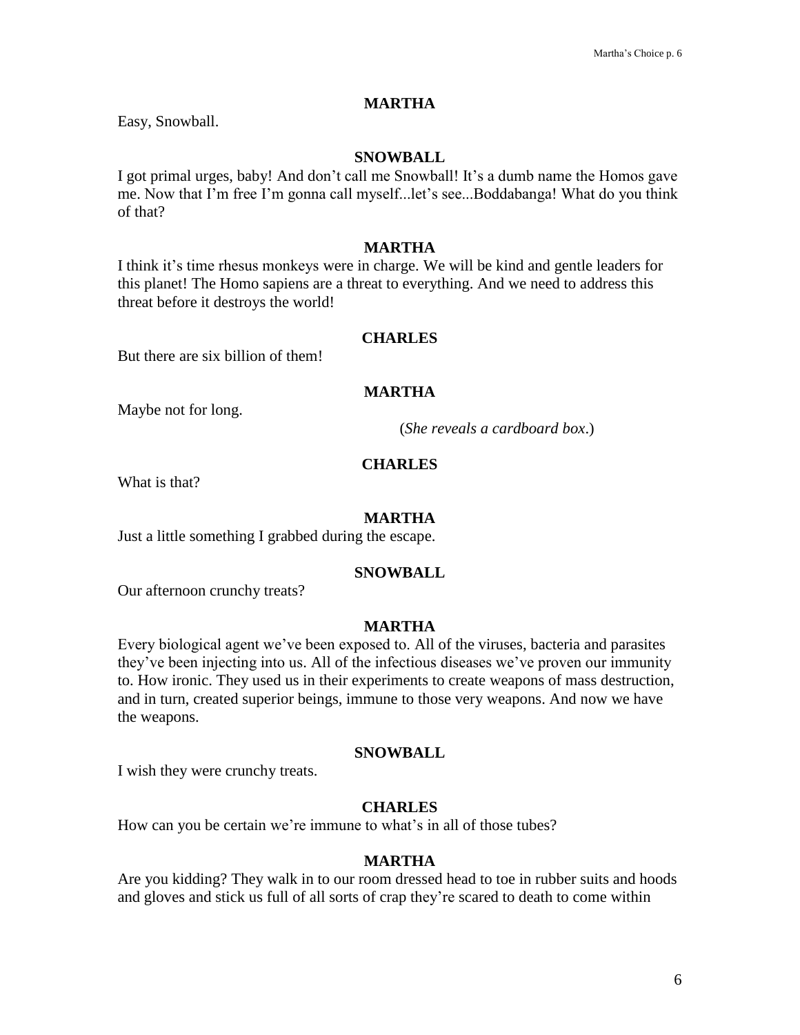**MARTHA**

Easy, Snowball.

**SNOWBALL**

I got primal urges, baby! And don't call me Snowball! It's a dumb name the Homos gave me. Now that I'm free I'm gonna call myself...let's see...Boddabanga! What do you think of that?

**MARTHA**

I think it's time rhesus monkeys were in charge. We will be kind and gentle leaders for this planet! The Homo sapiens are a threat to everything. And we need to address this threat before it destroys the world!

**CHARLES**

But there are six billion of them!

**MARTHA**

Maybe not for long.

(*She reveals a cardboard box*.)

**CHARLES**

What is that?

**MARTHA**

Just a little something I grabbed during the escape.

**SNOWBALL**

Our afternoon crunchy treats?

**MARTHA**

Every biological agent we've been exposed to. All of the viruses, bacteria and parasites they've been injecting into us. All of the infectious diseases we've proven our immunity to. How ironic. They used us in their experiments to create weapons of mass destruction, and in turn, created superior beings, immune to those very weapons. And now we have the weapons.

**SNOWBALL**

I wish they were crunchy treats.

**CHARLES**

How can you be certain we're immune to what's in all of those tubes?

**MARTHA**

Are you kidding? They walk in to our room dressed head to toe in rubber suits and hoods and gloves and stick us full of all sorts of crap they're scared to death to come within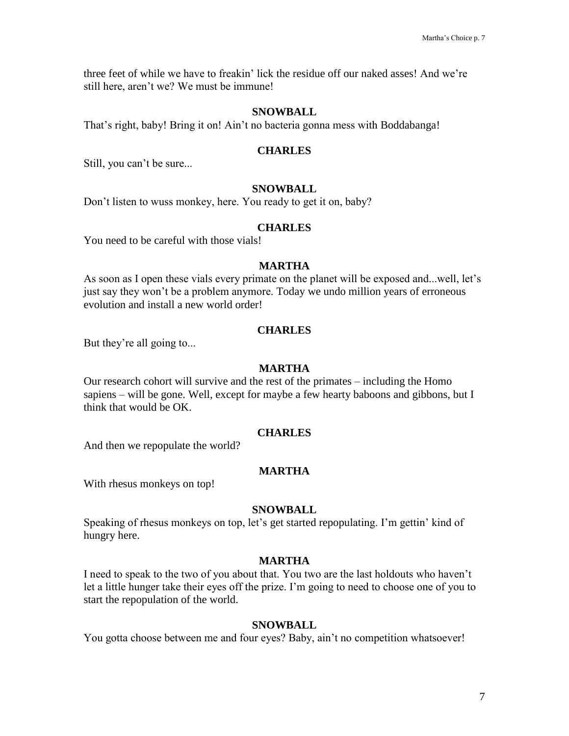three feet of while we have to freakin' lick the residue off our naked asses! And we're still here, aren't we? We must be immune!

**SNOWBALL**

That's right, baby! Bring it on! Ain't no bacteria gonna mess with Boddabanga!

**CHARLES**

Still, you can't be sure...

**SNOWBALL**

Don't listen to wuss monkey, here. You ready to get it on, baby?

**CHARLES**

You need to be careful with those vials!

**MARTHA**

As soon as I open these vials every primate on the planet will be exposed and...well, let's just say they won't be a problem anymore. Today we undo million years of erroneous evolution and install a new world order!

**CHARLES**

But they're all going to...

**MARTHA**

Our research cohort will survive and the rest of the primates – including the Homo sapiens – will be gone. Well, except for maybe a few hearty baboons and gibbons, but I think that would be OK.

**CHARLES**

And then we repopulate the world?

**MARTHA**

With rhesus monkeys on top!

**SNOWBALL**

Speaking of rhesus monkeys on top, let's get started repopulating. I'm gettin' kind of hungry here.

**MARTHA**

I need to speak to the two of you about that. You two are the last holdouts who haven't let a little hunger take their eyes off the prize. I'm going to need to choose one of you to start the repopulation of the world.

**SNOWBALL**

You gotta choose between me and four eyes? Baby, ain't no competition whatsoever!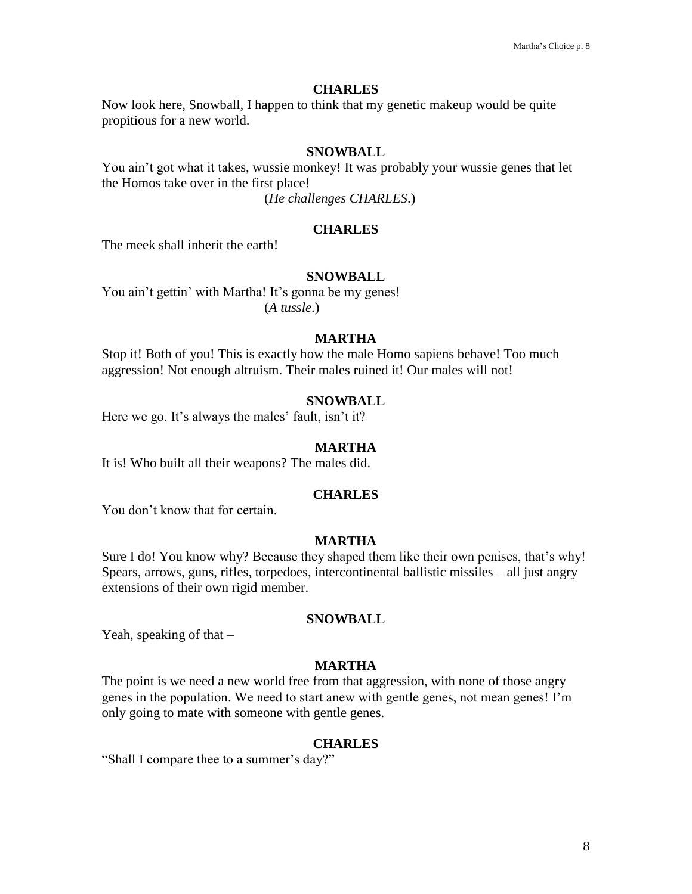**CHARLES**

Now look here, Snowball, I happen to think that my genetic makeup would be quite propitious for a new world.

**SNOWBALL**

You ain't got what it takes, wussie monkey! It was probably your wussie genes that let the Homos take over in the first place!

(*He challenges CHARLES*.)

**CHARLES**

The meek shall inherit the earth!

**SNOWBALL**

You ain't gettin' with Martha! It's gonna be my genes!

(*A tussle*.)

**MARTHA**

Stop it! Both of you! This is exactly how the male Homo sapiens behave! Too much aggression! Not enough altruism. Their males ruined it! Our males will not!

**SNOWBALL**

Here we go. It's always the males' fault, isn't it?

**MARTHA**

It is! Who built all their weapons? The males did.

**CHARLES**

You don't know that for certain.

**MARTHA**

Sure I do! You know why? Because they shaped them like their own penises, that's why! Spears, arrows, guns, rifles, torpedoes, intercontinental ballistic missiles – all just angry extensions of their own rigid member.

**SNOWBALL**

Yeah, speaking of that –

**MARTHA**

The point is we need a new world free from that aggression, with none of those angry genes in the population. We need to start anew with gentle genes, not mean genes! I'm only going to mate with someone with gentle genes.

**CHARLES**

"Shall I compare thee to a summer's day?"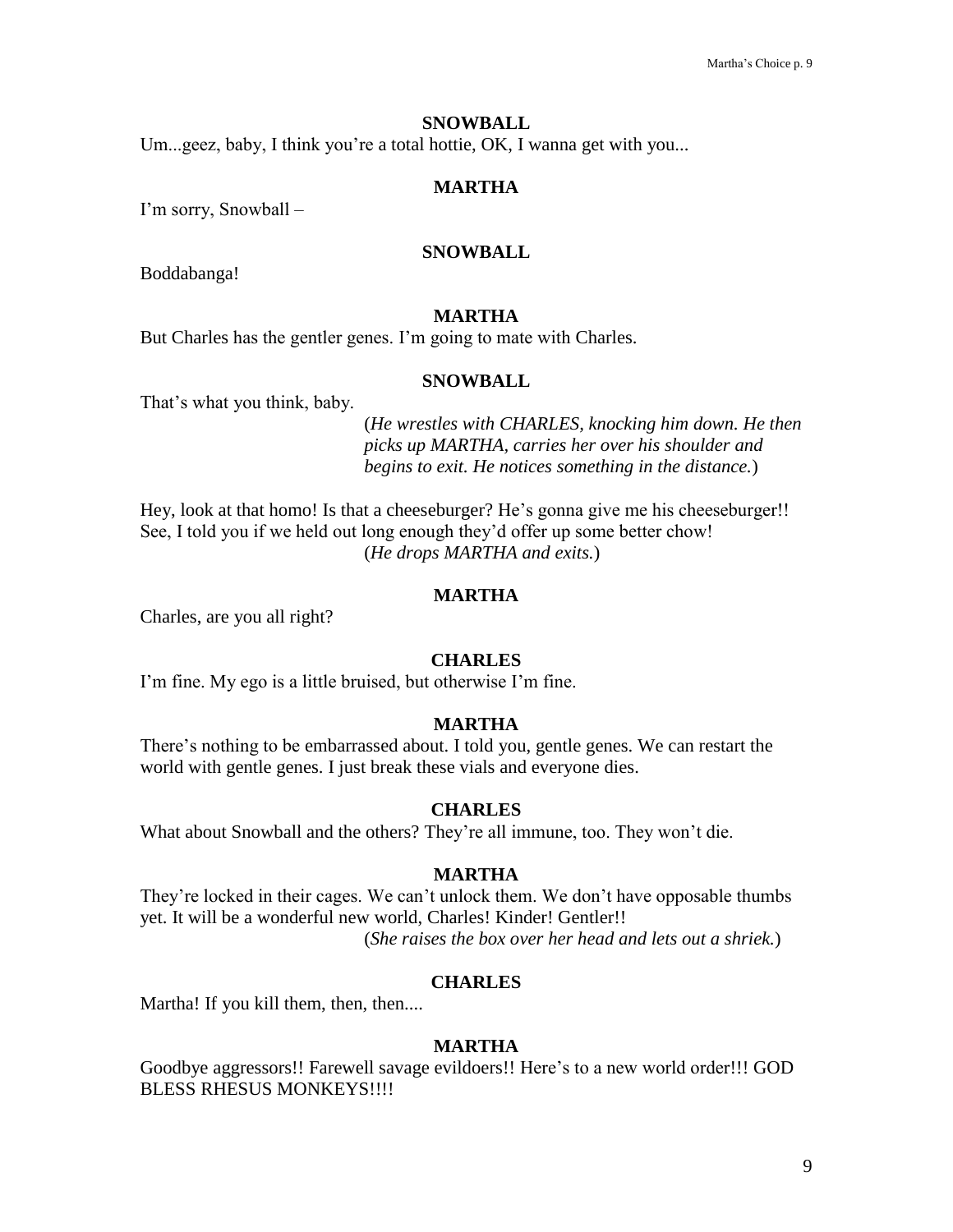**SNOWBALL**

Um...geez, baby, I think you're a total hottie, OK, I wanna get with you...

**MARTHA**

I'm sorry, Snowball –

**SNOWBALL**

Boddabanga!

**MARTHA**

But Charles has the gentler genes. I'm going to mate with Charles.

**SNOWBALL**

That's what you think, baby.

(*He wrestles with CHARLES, knocking him down. He then picks up MARTHA, carries her over his shoulder and begins to exit. He notices something in the distance.*)

Hey, look at that homo! Is that a cheeseburger? He's gonna give me his cheeseburger!! See, I told you if we held out long enough they'd offer up some better chow!

(*He drops MARTHA and exits.*)

**MARTHA**

Charles, are you all right?

**CHARLES**

I'm fine. My ego is a little bruised, but otherwise I'm fine.

**MARTHA**

There's nothing to be embarrassed about. I told you, gentle genes. We can restart the world with gentle genes. I just break these vials and everyone dies.

**CHARLES**

What about Snowball and the others? They're all immune, too. They won't die.

**MARTHA**

They're locked in their cages. We can't unlock them. We don't have opposable thumbs yet. It will be a wonderful new world, Charles! Kinder! Gentler!!

(*She raises the box over her head and lets out a shriek.*)

**CHARLES**

Martha! If you kill them, then, then....

**MARTHA**

Goodbye aggressors!! Farewell savage evildoers!! Here's to a new world order!!! GOD BLESS RHESUS MONKEYS!!!!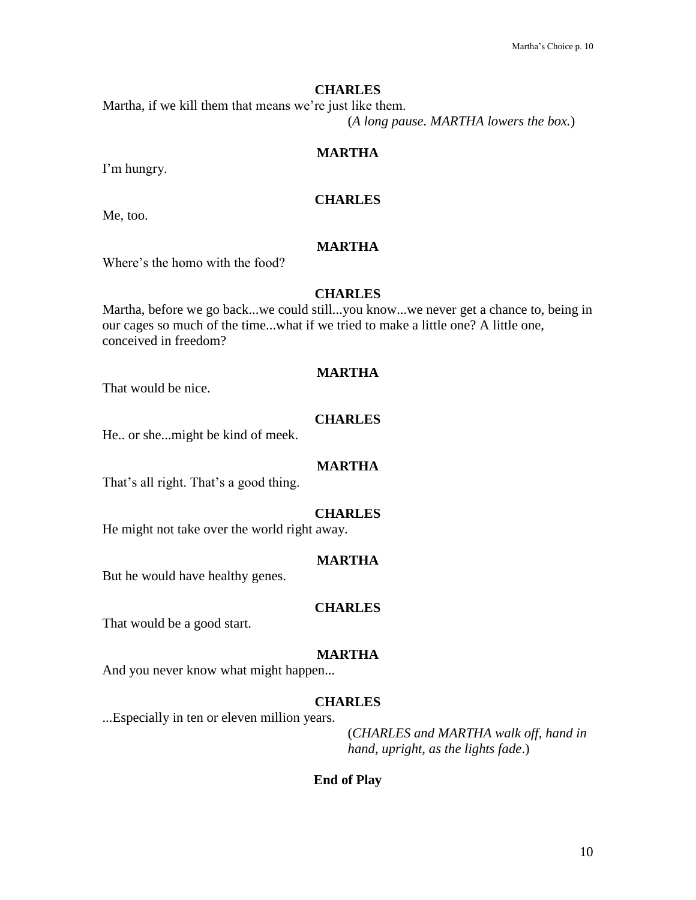**CHARLES**

Martha, if we kill them that means we're just like them.

(*A long pause. MARTHA lowers the box.*)

**MARTHA**

I'm hungry.

**CHARLES**

Me, too.

**MARTHA**

Where's the homo with the food?

**CHARLES**

Martha, before we go back...we could still...you know...we never get a chance to, being in our cages so much of the time...what if we tried to make a little one? A little one, conceived in freedom?

**MARTHA**

That would be nice.

**CHARLES**

He.. or she...might be kind of meek.

**MARTHA**

That's all right. That's a good thing.

**CHARLES**

He might not take over the world right away.

**MARTHA**

But he would have healthy genes.

**CHARLES**

That would be a good start.

**MARTHA**

And you never know what might happen...

**CHARLES**

...Especially in ten or eleven million years.

(*CHARLES and MARTHA walk off, hand in hand, upright, as the lights fade*.)

**End of Play**